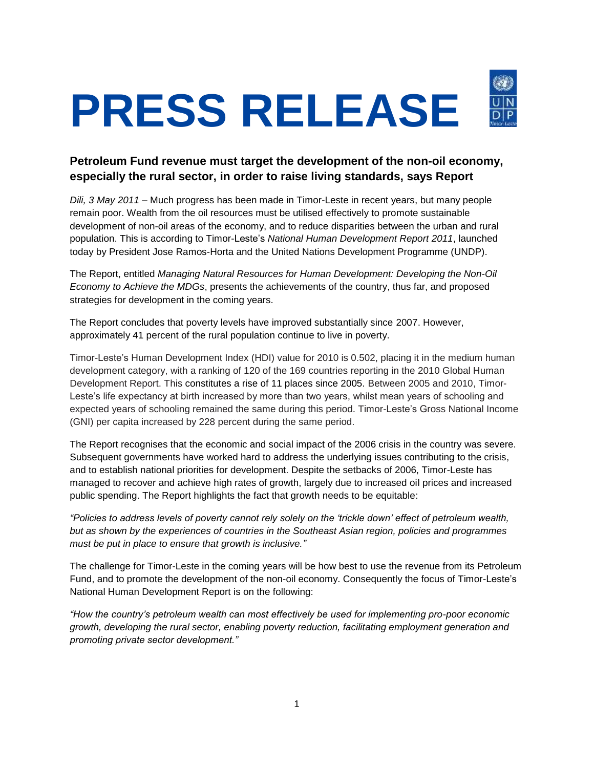# PRESS RELEASE

**Petroleum Fund revenue must target the development of the non-oil economy, especially the rural sector, in order to raise living standards, says Report**

*Dili, 3 May 2011* – Much progress has been made in Timor-Leste in recent years, but many people remain poor. Wealth from the oil resources must be utilised effectively to promote sustainable development of non-oil areas of the economy, and to reduce disparities between the urban and rural population. This is according to Timor-Leste's *National Human Development Report 2011*, launched today by President Jose Ramos-Horta and the United Nations Development Programme (UNDP).

The Report, entitled *Managing Natural Resources for Human Development: Developing the Non-Oil Economy to Achieve the MDGs*, presents the achievements of the country, thus far, and proposed strategies for development in the coming years.

The Report concludes that poverty levels have improved substantially since 2007. However, approximately 41 percent of the rural population continue to live in poverty.

Timor-Leste's Human Development Index (HDI) value for 2010 is 0.502, placing it in the medium human development category, with a ranking of 120 of the 169 countries reporting in the 2010 Global Human Development Report. This constitutes a rise of 11 places since 2005. Between 2005 and 2010, Timor-Leste's life expectancy at birth increased by more than two years, whilst mean years of schooling and expected years of schooling remained the same during this period. Timor-Leste's Gross National Income (GNI) per capita increased by 228 percent during the same period.

The Report recognises that the economic and social impact of the 2006 crisis in the country was severe. Subsequent governments have worked hard to address the underlying issues contributing to the crisis, and to establish national priorities for development. Despite the setbacks of 2006, Timor-Leste has managed to recover and achieve high rates of growth, largely due to increased oil prices and increased public spending. The Report highlights the fact that growth needs to be equitable:

*"Policies to address levels of poverty cannot rely solely on the 'trickle down' effect of petroleum wealth, but as shown by the experiences of countries in the Southeast Asian region, policies and programmes must be put in place to ensure that growth is inclusive."*

The challenge for Timor-Leste in the coming years will be how best to use the revenue from its Petroleum Fund, and to promote the development of the non-oil economy. Consequently the focus of Timor-Leste's National Human Development Report is on the following:

*"How the country's petroleum wealth can most effectively be used for implementing pro-poor economic growth, developing the rural sector, enabling poverty reduction, facilitating employment generation and promoting private sector development."*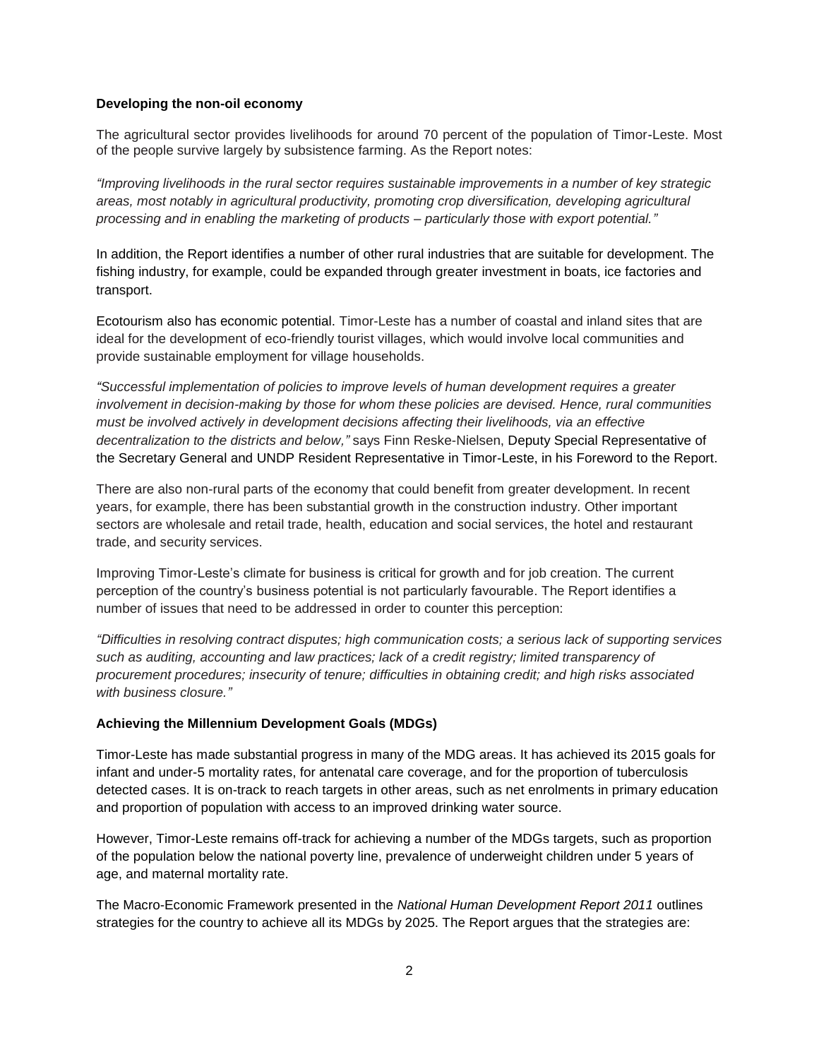**Developing the non-oil economy**

The agricultural sector provides livelihoods for around 70 percent of the population of Timor-Leste. Most of the people survive largely by subsistence farming. As the Report notes:

*"Improving livelihoods in the rural sector requires sustainable improvements in a number of key strategic areas, most notably in agricultural productivity, promoting crop diversification, developing agricultural processing and in enabling the marketing of products – particularly those with export potential."*

In addition, the Report identifies a number of other rural industries that are suitable for development. The fishing industry, for example, could be expanded through greater investment in boats, ice factories and transport.

Ecotourism also has economic potential. Timor-Leste has a number of coastal and inland sites that are ideal for the development of eco-friendly tourist villages, which would involve local communities and provide sustainable employment for village households.

*"Successful implementation of policies to improve levels of human development requires a greater involvement in decision-making by those for whom these policies are devised. Hence, rural communities must be involved actively in development decisions affecting their livelihoods, via an effective decentralization to the districts and below,"* says Finn Reske-Nielsen, Deputy Special Representative of the Secretary General and UNDP Resident Representative in Timor-Leste, in his Foreword to the Report.

There are also non-rural parts of the economy that could benefit from greater development. In recent years, for example, there has been substantial growth in the construction industry. Other important sectors are wholesale and retail trade, health, education and social services, the hotel and restaurant trade, and security services.

Improving Timor-Leste's climate for business is critical for growth and for job creation. The current perception of the country's business potential is not particularly favourable. The Report identifies a number of issues that need to be addressed in order to counter this perception:

*"Difficulties in resolving contract disputes; high communication costs; a serious lack of supporting services such as auditing, accounting and law practices; lack of a credit registry; limited transparency of procurement procedures; insecurity of tenure; difficulties in obtaining credit; and high risks associated with business closure."*

**Achieving the Millennium Development Goals (MDGs)**

Timor-Leste has made substantial progress in many of the MDG areas. It has achieved its 2015 goals for infant and under-5 mortality rates, for antenatal care coverage, and for the proportion of tuberculosis detected cases. It is on-track to reach targets in other areas, such as net enrolments in primary education and proportion of population with access to an improved drinking water source.

However, Timor-Leste remains off-track for achieving a number of the MDGs targets, such as proportion of the population below the national poverty line, prevalence of underweight children under 5 years of age, and maternal mortality rate.

The Macro-Economic Framework presented in the *National Human Development Report 2011* outlines strategies for the country to achieve all its MDGs by 2025. The Report argues that the strategies are: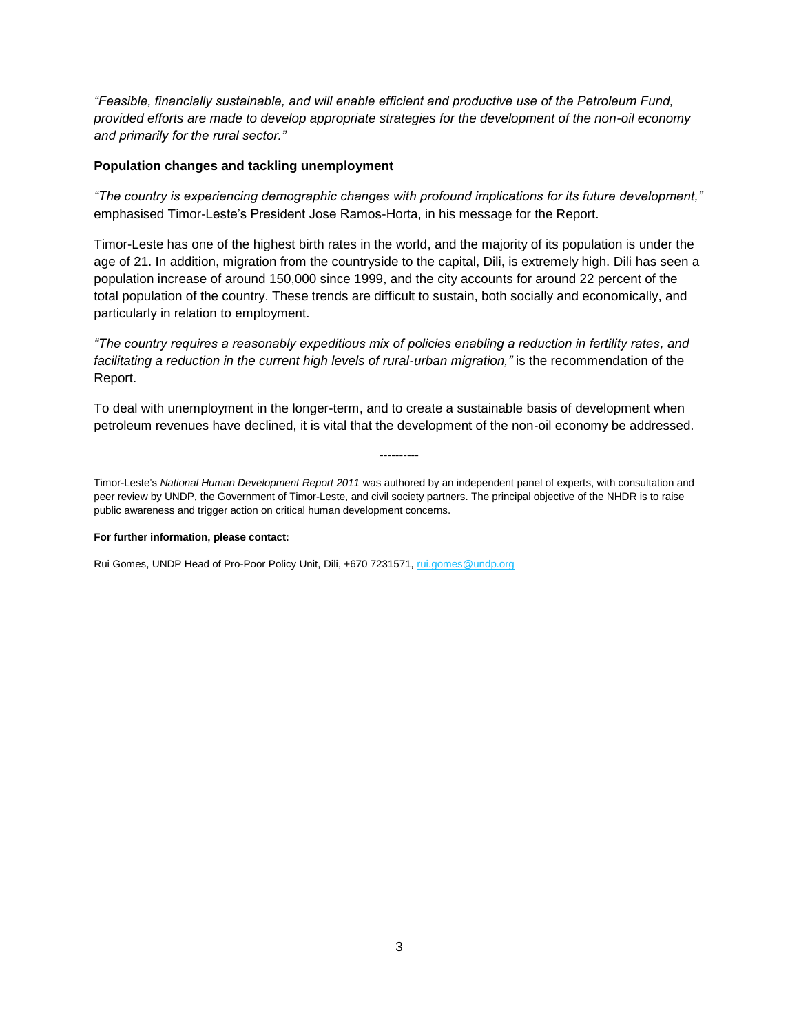*"Feasible, financially sustainable, and will enable efficient and productive use of the Petroleum Fund, provided efforts are made to develop appropriate strategies for the development of the non-oil economy and primarily for the rural sector."*

**Population changes and tackling unemployment**

*"The country is experiencing demographic changes with profound implications for its future development,"* emphasised Timor-Leste's President Jose Ramos-Horta, in his message for the Report.

Timor-Leste has one of the highest birth rates in the world, and the majority of its population is under the age of 21. In addition, migration from the countryside to the capital, Dili, is extremely high. Dili has seen a population increase of around 150,000 since 1999, and the city accounts for around 22 percent of the total population of the country. These trends are difficult to sustain, both socially and economically, and particularly in relation to employment.

*"The country requires a reasonably expeditious mix of policies enabling a reduction in fertility rates, and facilitating a reduction in the current high levels of rural-urban migration,"* is the recommendation of the Report.

To deal with unemployment in the longer-term, and to create a sustainable basis of development when petroleum revenues have declined, it is vital that the development of the non-oil economy be addressed.

----------

Timor-Leste's *National Human Development Report 2011* was authored by an independent panel of experts, with consultation and peer review by UNDP, the Government of Timor-Leste, and civil society partners. The principal objective of the NHDR is to raise public awareness and trigger action on critical human development concerns.

**For further information, please contact:**

Rui Gomes, UNDP Head of Pro-Poor Policy Unit, Dili, +670 7231571, rui.gomes@undp.org